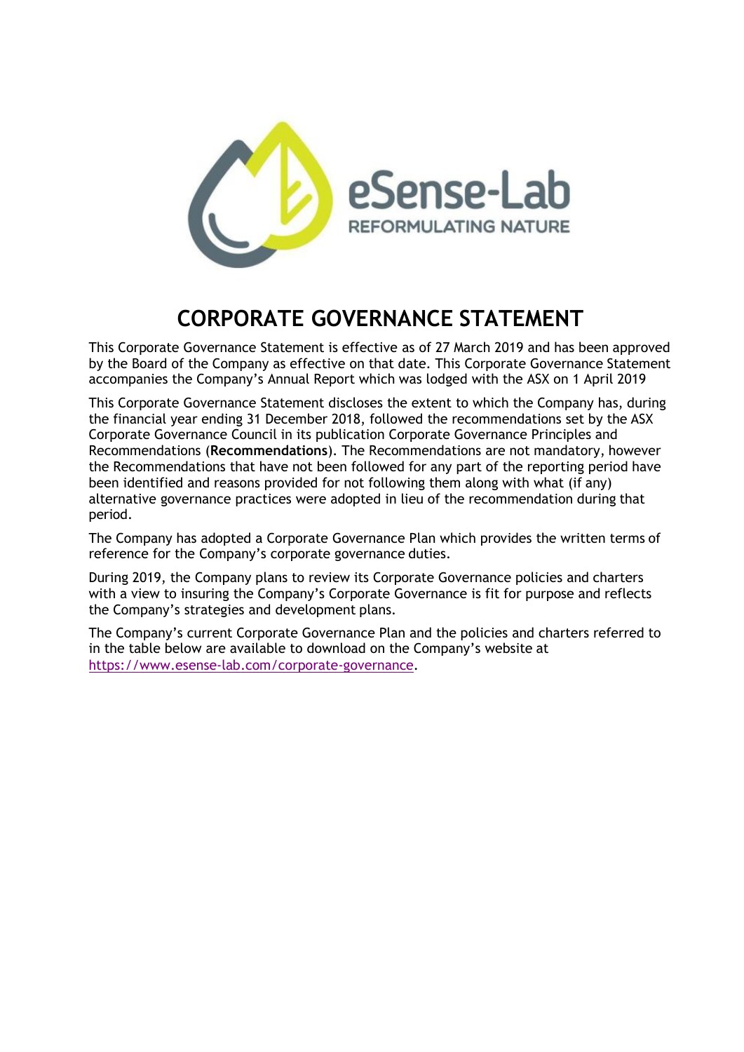eSense-Lab
REFORMULATING NATURE

# CORPORATE GOVERNANCE STATEMENT

This Corporate Governance Statement is effective as of 27 March 2019 and has been approved by the Board of the Company as effective on that date. This Corporate Governance Statement accompanies the Company's Annual Report which was lodged with the ASX on 1 April 2019

This Corporate Governance Statement discloses the extent to which the Company has, during the financial year ending 31 December 2018, followed the recommendations set by the ASX Corporate Governance Council in its publication Corporate Governance Principles and Recommendations (**Recommendations**). The Recommendations are not mandatory, however the Recommendations that have not been followed for any part of the reporting period have been identified and reasons provided for not following them along with what (if any) alternative governance practices were adopted in lieu of the recommendation during that period.

The Company has adopted a Corporate Governance Plan which provides the written terms of reference for the Company's corporate governance duties.

During 2019, the Company plans to review its Corporate Governance policies and charters with a view to insuring the Company's Corporate Governance is fit for purpose and reflects the Company's strategies and development plans.

The Company's current Corporate Governance Plan and the policies and charters referred to in the table below are available to download on the Company's website at https://www.esense-lab.com/corporate-governance.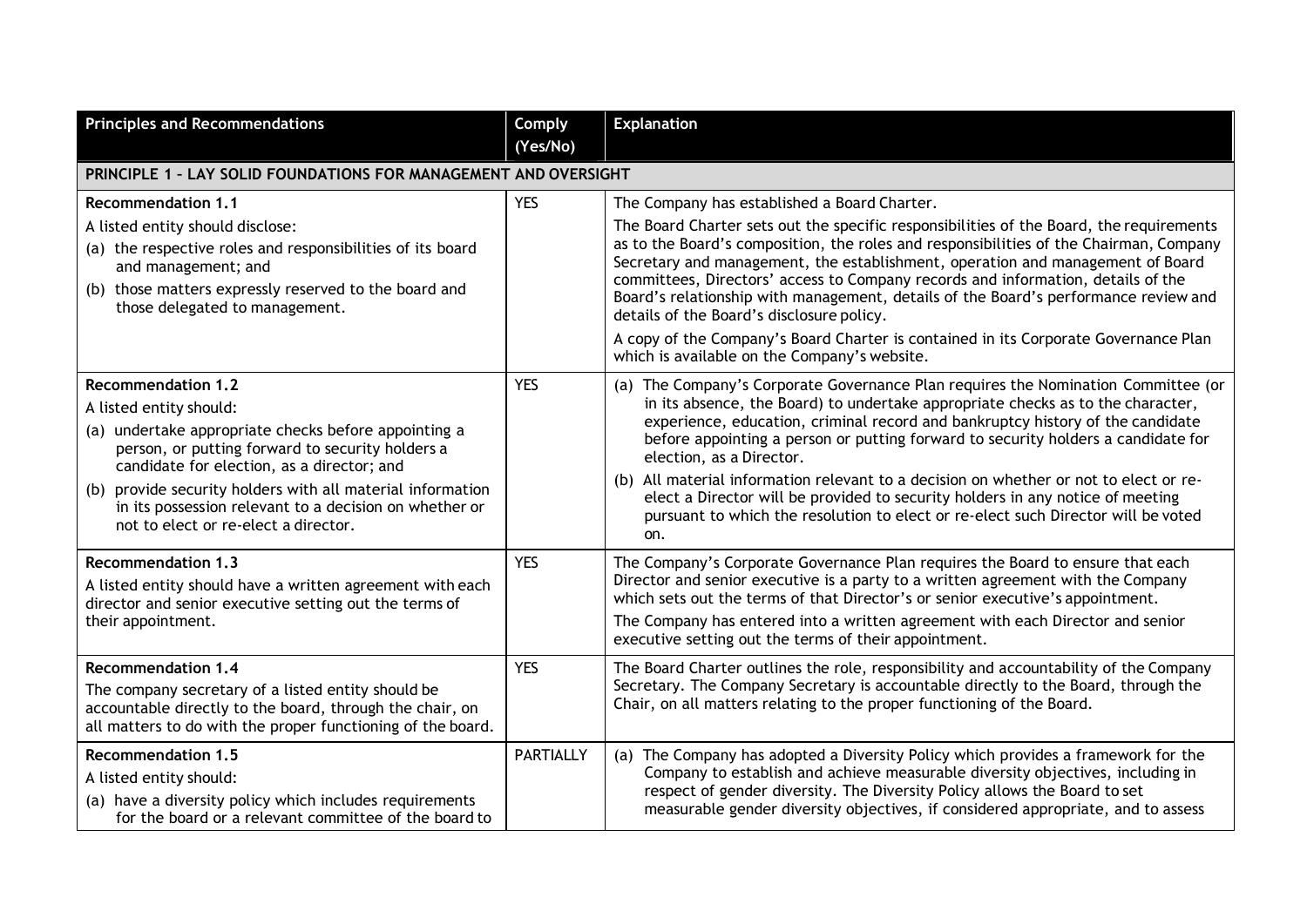| Principles and Recommendations | Comply (Yes/No) | Explanation |
|---|---|---|
| **PRINCIPLE 1 – LAY SOLID FOUNDATIONS FOR MANAGEMENT AND OVERSIGHT** | | |
| **Recommendation 1.1**<br>A listed entity should disclose:<br>(a) the respective roles and responsibilities of its board and management; and<br>(b) those matters expressly reserved to the board and those delegated to management. | YES | The Company has established a Board Charter.<br>The Board Charter sets out the specific responsibilities of the Board, the requirements as to the Board's composition, the roles and responsibilities of the Chairman, Company Secretary and management, the establishment, operation and management of Board committees, Directors' access to Company records and information, details of the Board's relationship with management, details of the Board's performance review and details of the Board's disclosure policy.<br>A copy of the Company's Board Charter is contained in its Corporate Governance Plan which is available on the Company's website. |
| **Recommendation 1.2**<br>A listed entity should:<br>(a) undertake appropriate checks before appointing a person, or putting forward to security holders a candidate for election, as a director; and<br>(b) provide security holders with all material information in its possession relevant to a decision on whether or not to elect or re-elect a director. | YES | (a) The Company's Corporate Governance Plan requires the Nomination Committee (or in its absence, the Board) to undertake appropriate checks as to the character, experience, education, criminal record and bankruptcy history of the candidate before appointing a person or putting forward to security holders a candidate for election, as a Director.<br>(b) All material information relevant to a decision on whether or not to elect or re-elect a Director will be provided to security holders in any notice of meeting pursuant to which the resolution to elect or re-elect such Director will be voted on. |
| **Recommendation 1.3**<br>A listed entity should have a written agreement with each director and senior executive setting out the terms of their appointment. | YES | The Company's Corporate Governance Plan requires the Board to ensure that each Director and senior executive is a party to a written agreement with the Company which sets out the terms of that Director's or senior executive's appointment.<br>The Company has entered into a written agreement with each Director and senior executive setting out the terms of their appointment. |
| **Recommendation 1.4**<br>The company secretary of a listed entity should be accountable directly to the board, through the chair, on all matters to do with the proper functioning of the board. | YES | The Board Charter outlines the role, responsibility and accountability of the Company Secretary. The Company Secretary is accountable directly to the Board, through the Chair, on all matters relating to the proper functioning of the Board. |
| **Recommendation 1.5**<br>A listed entity should:<br>(a) have a diversity policy which includes requirements for the board or a relevant committee of the board to | PARTIALLY | (a) The Company has adopted a Diversity Policy which provides a framework for the Company to establish and achieve measurable diversity objectives, including in respect of gender diversity. The Diversity Policy allows the Board to set measurable gender diversity objectives, if considered appropriate, and to assess |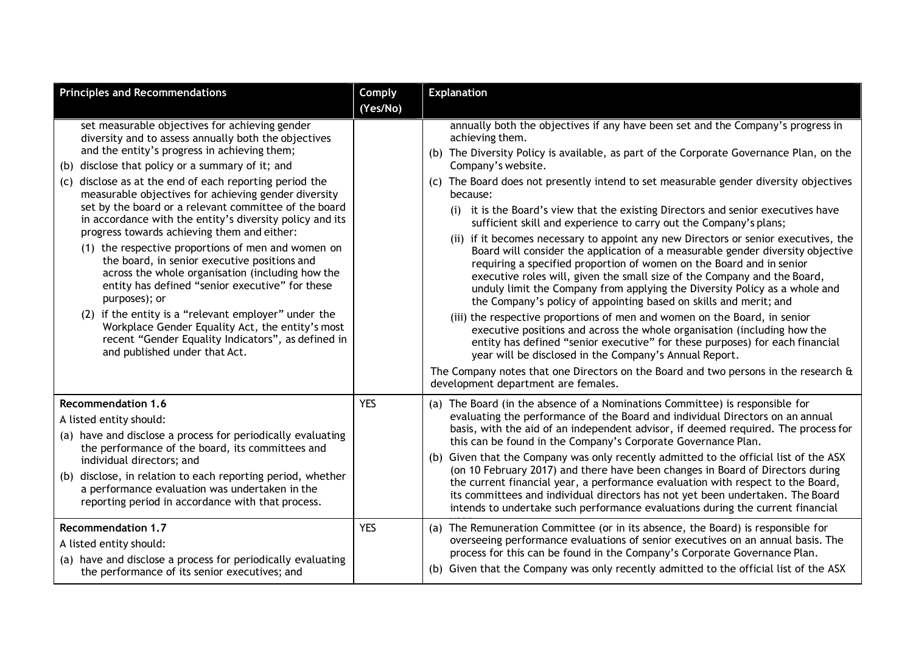| Principles and Recommendations | Comply (Yes/No) | Explanation |
|---|---|---|
| set measurable objectives for achieving gender diversity and to assess annually both the objectives and the entity's progress in achieving them;<br>(b) disclose that policy or a summary of it; and<br>(c) disclose as at the end of each reporting period the measurable objectives for achieving gender diversity set by the board or a relevant committee of the board in accordance with the entity's diversity policy and its progress towards achieving them and either:<br>(1) the respective proportions of men and women on the board, in senior executive positions and across the whole organisation (including how the entity has defined "senior executive" for these purposes); or<br>(2) if the entity is a "relevant employer" under the Workplace Gender Equality Act, the entity's most recent "Gender Equality Indicators", as defined in and published under that Act. | | annually both the objectives if any have been set and the Company's progress in achieving them.<br>(b) The Diversity Policy is available, as part of the Corporate Governance Plan, on the Company's website.<br>(c) The Board does not presently intend to set measurable gender diversity objectives because:<br>(i) it is the Board's view that the existing Directors and senior executives have sufficient skill and experience to carry out the Company's plans;<br>(ii) if it becomes necessary to appoint any new Directors or senior executives, the Board will consider the application of a measurable gender diversity objective requiring a specified proportion of women on the Board and in senior executive roles will, given the small size of the Company and the Board, unduly limit the Company from applying the Diversity Policy as a whole and the Company's policy of appointing based on skills and merit; and<br>(iii) the respective proportions of men and women on the Board, in senior executive positions and across the whole organisation (including how the entity has defined "senior executive" for these purposes) for each financial year will be disclosed in the Company's Annual Report.<br>The Company notes that one Directors on the Board and two persons in the research & development department are females. |
| **Recommendation 1.6**<br>A listed entity should:<br>(a) have and disclose a process for periodically evaluating the performance of the board, its committees and individual directors; and<br>(b) disclose, in relation to each reporting period, whether a performance evaluation was undertaken in the reporting period in accordance with that process. | YES | (a) The Board (in the absence of a Nominations Committee) is responsible for evaluating the performance of the Board and individual Directors on an annual basis, with the aid of an independent advisor, if deemed required. The process for this can be found in the Company's Corporate Governance Plan.<br>(b) Given that the Company was only recently admitted to the official list of the ASX (on 10 February 2017) and there have been changes in Board of Directors during the current financial year, a performance evaluation with respect to the Board, its committees and individual directors has not yet been undertaken. The Board intends to undertake such performance evaluations during the current financial year. |
| **Recommendation 1.7**<br>A listed entity should:<br>(a) have and disclose a process for periodically evaluating the performance of its senior executives; and | YES | (a) The Remuneration Committee (or in its absence, the Board) is responsible for overseeing performance evaluations of senior executives on an annual basis. The process for this can be found in the Company's Corporate Governance Plan.<br>(b) Given that the Company was only recently admitted to the official list of the ASX |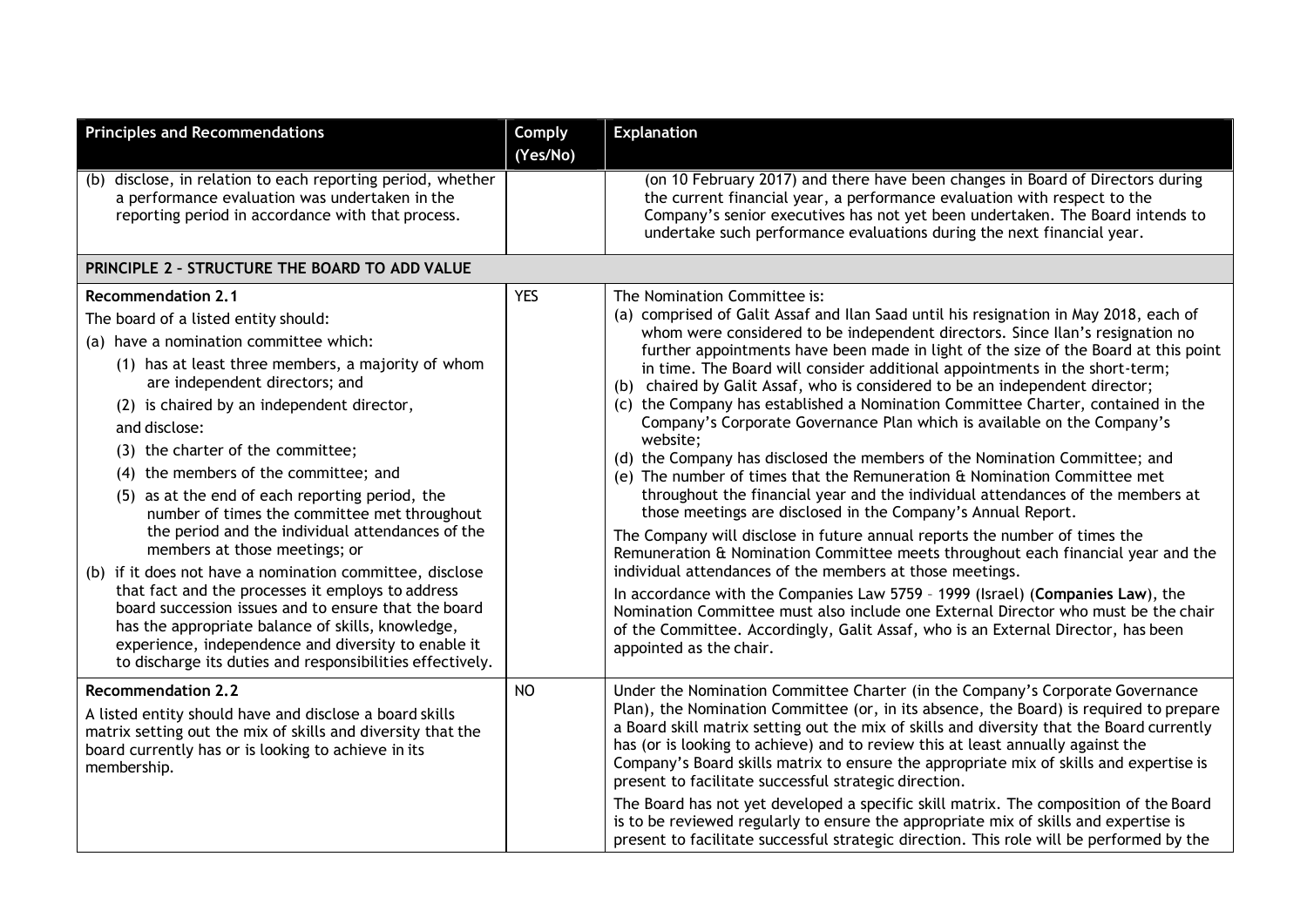| Principles and Recommendations | Comply (Yes/No) | Explanation |
|---|---|---|
| (b) disclose, in relation to each reporting period, whether a performance evaluation was undertaken in the reporting period in accordance with that process. | | (on 10 February 2017) and there have been changes in Board of Directors during the current financial year, a performance evaluation with respect to the Company's senior executives has not yet been undertaken. The Board intends to undertake such performance evaluations during the next financial year. |
| **PRINCIPLE 2 – STRUCTURE THE BOARD TO ADD VALUE** | | |
| **Recommendation 2.1**<br>The board of a listed entity should:<br>(a) have a nomination committee which:<br>(1) has at least three members, a majority of whom are independent directors; and<br>(2) is chaired by an independent director,<br>and disclose:<br>(3) the charter of the committee;<br>(4) the members of the committee; and<br>(5) as at the end of each reporting period, the number of times the committee met throughout the period and the individual attendances of the members at those meetings; or<br>(b) if it does not have a nomination committee, disclose that fact and the processes it employs to address board succession issues and to ensure that the board has the appropriate balance of skills, knowledge, experience, independence and diversity to enable it to discharge its duties and responsibilities effectively. | YES | The Nomination Committee is:<br>(a) comprised of Galit Assaf and Ilan Saad until his resignation in May 2018, each of whom were considered to be independent directors. Since Ilan's resignation no further appointments have been made in light of the size of the Board at this point in time. The Board will consider additional appointments in the short-term;<br>(b) chaired by Galit Assaf, who is considered to be an independent director;<br>(c) the Company has established a Nomination Committee Charter, contained in the Company's Corporate Governance Plan which is available on the Company's website;<br>(d) the Company has disclosed the members of the Nomination Committee; and<br>(e) The number of times that the Remuneration & Nomination Committee met throughout the financial year and the individual attendances of the members at those meetings are disclosed in the Company's Annual Report.<br>The Company will disclose in future annual reports the number of times the Remuneration & Nomination Committee meets throughout each financial year and the individual attendances of the members at those meetings.<br>In accordance with the Companies Law 5759 – 1999 (Israel) (**Companies Law**), the Nomination Committee must also include one External Director who must be the chair of the Committee. Accordingly, Galit Assaf, who is an External Director, has been appointed as the chair. |
| **Recommendation 2.2**<br>A listed entity should have and disclose a board skills matrix setting out the mix of skills and diversity that the board currently has or is looking to achieve in its membership. | NO | Under the Nomination Committee Charter (in the Company's Corporate Governance Plan), the Nomination Committee (or, in its absence, the Board) is required to prepare a Board skill matrix setting out the mix of skills and diversity that the Board currently has (or is looking to achieve) and to review this at least annually against the Company's Board skills matrix to ensure the appropriate mix of skills and expertise is present to facilitate successful strategic direction.<br>The Board has not yet developed a specific skill matrix. The composition of the Board is to be reviewed regularly to ensure the appropriate mix of skills and expertise is present to facilitate successful strategic direction. This role will be performed by the |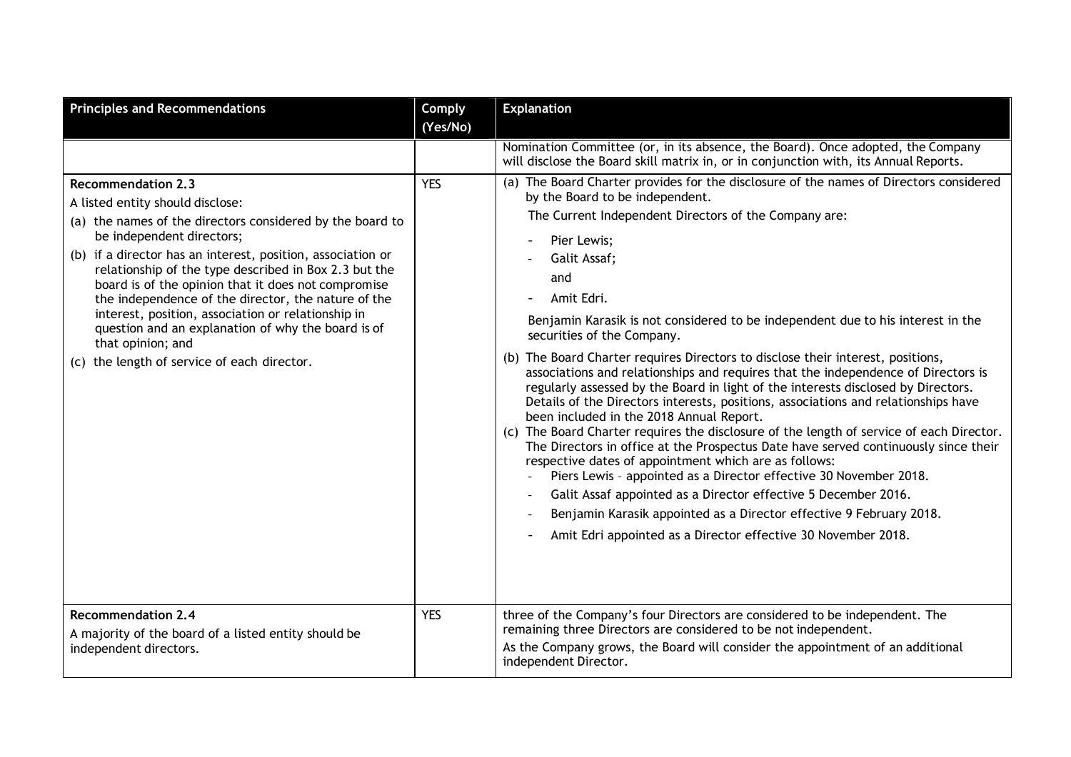| Principles and Recommendations | Comply (Yes/No) | Explanation |
|---|---|---|
| | | Nomination Committee (or, in its absence, the Board). Once adopted, the Company will disclose the Board skill matrix in, or in conjunction with, its Annual Reports. |
| **Recommendation 2.3**<br>A listed entity should disclose:<br>(a) the names of the directors considered by the board to be independent directors;<br>(b) if a director has an interest, position, association or relationship of the type described in Box 2.3 but the board is of the opinion that it does not compromise the independence of the director, the nature of the interest, position, association or relationship in question and an explanation of why the board is of that opinion; and<br>(c) the length of service of each director. | YES | (a) The Board Charter provides for the disclosure of the names of Directors considered by the Board to be independent.<br>The Current Independent Directors of the Company are:<br>- Pier Lewis;<br>- Galit Assaf;<br>and<br>- Amit Edri.<br>Benjamin Karasik is not considered to be independent due to his interest in the securities of the Company.<br>(b) The Board Charter requires Directors to disclose their interest, positions, associations and relationships and requires that the independence of Directors is regularly assessed by the Board in light of the interests disclosed by Directors. Details of the Directors interests, positions, associations and relationships have been included in the 2018 Annual Report.<br>(c) The Board Charter requires the disclosure of the length of service of each Director. The Directors in office at the Prospectus Date have served continuously since their respective dates of appointment which are as follows:<br>- Piers Lewis – appointed as a Director effective 30 November 2018.<br>- Galit Assaf appointed as a Director effective 5 December 2016.<br>- Benjamin Karasik appointed as a Director effective 9 February 2018.<br>- Amit Edri appointed as a Director effective 30 November 2018. |
| **Recommendation 2.4**<br>A majority of the board of a listed entity should be independent directors. | YES | three of the Company's four Directors are considered to be independent. The remaining three Directors are considered to be not independent.<br>As the Company grows, the Board will consider the appointment of an additional independent Director. |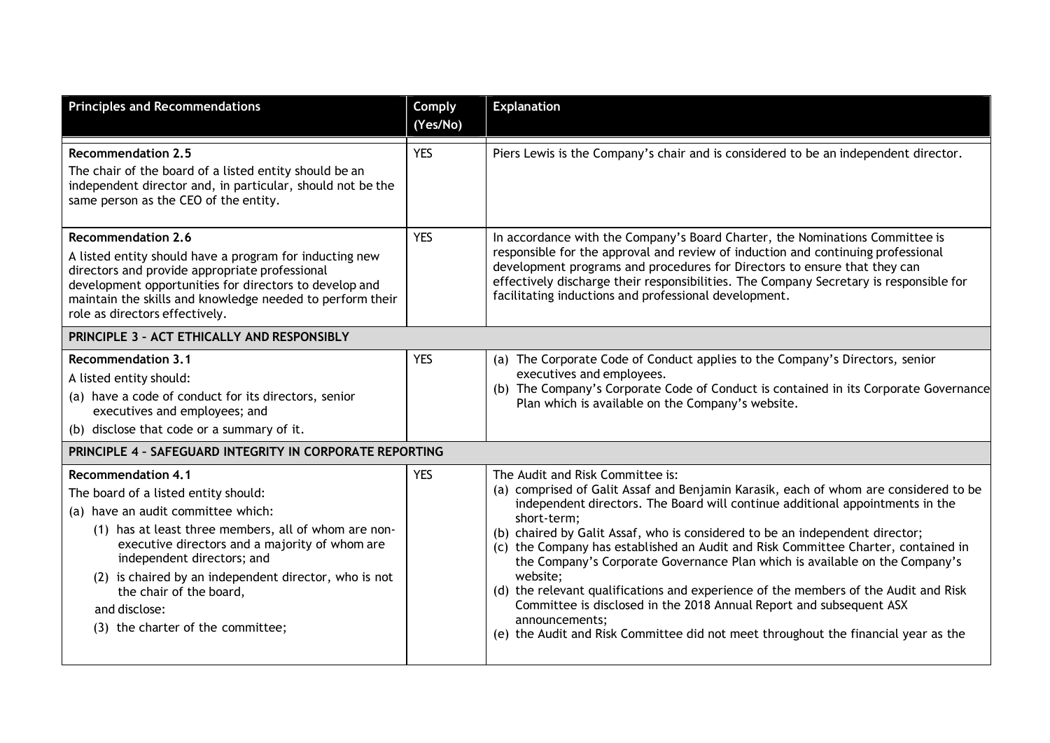| Principles and Recommendations | Comply (Yes/No) | Explanation |
|---|---|---|
| **Recommendation 2.5**<br>The chair of the board of a listed entity should be an independent director and, in particular, should not be the same person as the CEO of the entity. | YES | Piers Lewis is the Company's chair and is considered to be an independent director. |
| **Recommendation 2.6**<br>A listed entity should have a program for inducting new directors and provide appropriate professional development opportunities for directors to develop and maintain the skills and knowledge needed to perform their role as directors effectively. | YES | In accordance with the Company's Board Charter, the Nominations Committee is responsible for the approval and review of induction and continuing professional development programs and procedures for Directors to ensure that they can effectively discharge their responsibilities. The Company Secretary is responsible for facilitating inductions and professional development. |
| **PRINCIPLE 3 – ACT ETHICALLY AND RESPONSIBLY** | | |
| **Recommendation 3.1**<br>A listed entity should:<br>(a) have a code of conduct for its directors, senior executives and employees; and<br>(b) disclose that code or a summary of it. | YES | (a) The Corporate Code of Conduct applies to the Company's Directors, senior executives and employees.<br>(b) The Company's Corporate Code of Conduct is contained in its Corporate Governance Plan which is available on the Company's website. |
| **PRINCIPLE 4 – SAFEGUARD INTEGRITY IN CORPORATE REPORTING** | | |
| **Recommendation 4.1**<br>The board of a listed entity should:<br>(a) have an audit committee which:<br>(1) has at least three members, all of whom are non-executive directors and a majority of whom are independent directors; and<br>(2) is chaired by an independent director, who is not the chair of the board,<br>and disclose:<br>(3) the charter of the committee; | YES | The Audit and Risk Committee is:<br>(a) comprised of Galit Assaf and Benjamin Karasik, each of whom are considered to be independent directors. The Board will continue additional appointments in the short-term;<br>(b) chaired by Galit Assaf, who is considered to be an independent director;<br>(c) the Company has established an Audit and Risk Committee Charter, contained in the Company's Corporate Governance Plan which is available on the Company's website;<br>(d) the relevant qualifications and experience of the members of the Audit and Risk Committee is disclosed in the 2018 Annual Report and subsequent ASX announcements;<br>(e) the Audit and Risk Committee did not meet throughout the financial year as the |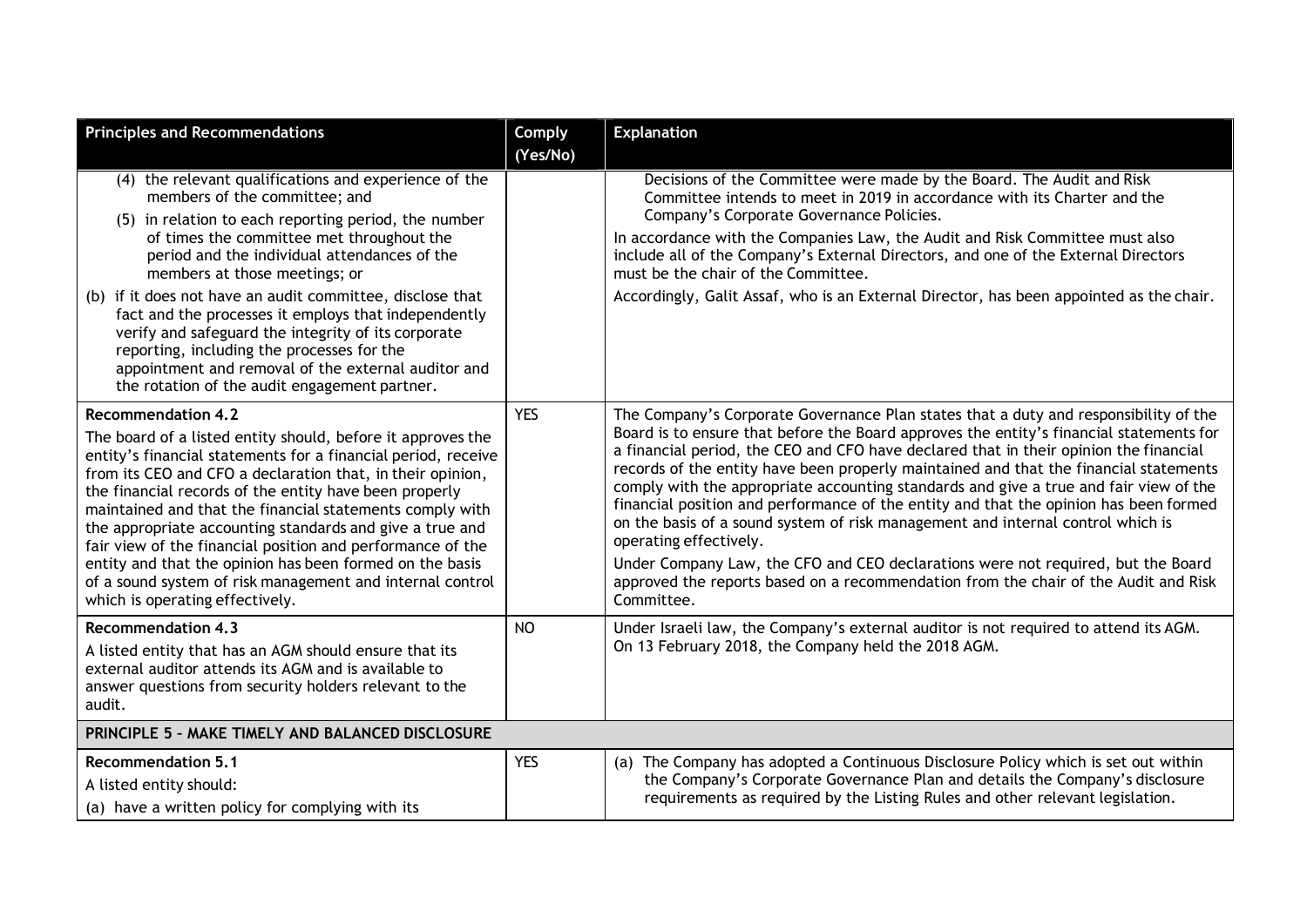| Principles and Recommendations | Comply (Yes/No) | Explanation |
|---|---|---|
| (4) the relevant qualifications and experience of the members of the committee; and<br>(5) in relation to each reporting period, the number of times the committee met throughout the period and the individual attendances of the members at those meetings; or<br>(b) if it does not have an audit committee, disclose that fact and the processes it employs that independently verify and safeguard the integrity of its corporate reporting, including the processes for the appointment and removal of the external auditor and the rotation of the audit engagement partner. | | Decisions of the Committee were made by the Board. The Audit and Risk Committee intends to meet in 2019 in accordance with its Charter and the Company's Corporate Governance Policies.<br>In accordance with the Companies Law, the Audit and Risk Committee must also include all of the Company's External Directors, and one of the External Directors must be the chair of the Committee.<br>Accordingly, Galit Assaf, who is an External Director, has been appointed as the chair. |
| **Recommendation 4.2**<br>The board of a listed entity should, before it approves the entity's financial statements for a financial period, receive from its CEO and CFO a declaration that, in their opinion, the financial records of the entity have been properly maintained and that the financial statements comply with the appropriate accounting standards and give a true and fair view of the financial position and performance of the entity and that the opinion has been formed on the basis of a sound system of risk management and internal control which is operating effectively. | YES | The Company's Corporate Governance Plan states that a duty and responsibility of the Board is to ensure that before the Board approves the entity's financial statements for a financial period, the CEO and CFO have declared that in their opinion the financial records of the entity have been properly maintained and that the financial statements comply with the appropriate accounting standards and give a true and fair view of the financial position and performance of the entity and that the opinion has been formed on the basis of a sound system of risk management and internal control which is operating effectively.<br>Under Company Law, the CFO and CEO declarations were not required, but the Board approved the reports based on a recommendation from the chair of the Audit and Risk Committee. |
| **Recommendation 4.3**<br>A listed entity that has an AGM should ensure that its external auditor attends its AGM and is available to answer questions from security holders relevant to the audit. | NO | Under Israeli law, the Company's external auditor is not required to attend its AGM. On 13 February 2018, the Company held the 2018 AGM. |
| **PRINCIPLE 5 – MAKE TIMELY AND BALANCED DISCLOSURE** | | |
| **Recommendation 5.1**<br>A listed entity should:<br>(a) have a written policy for complying with its | YES | (a) The Company has adopted a Continuous Disclosure Policy which is set out within the Company's Corporate Governance Plan and details the Company's disclosure requirements as required by the Listing Rules and other relevant legislation. |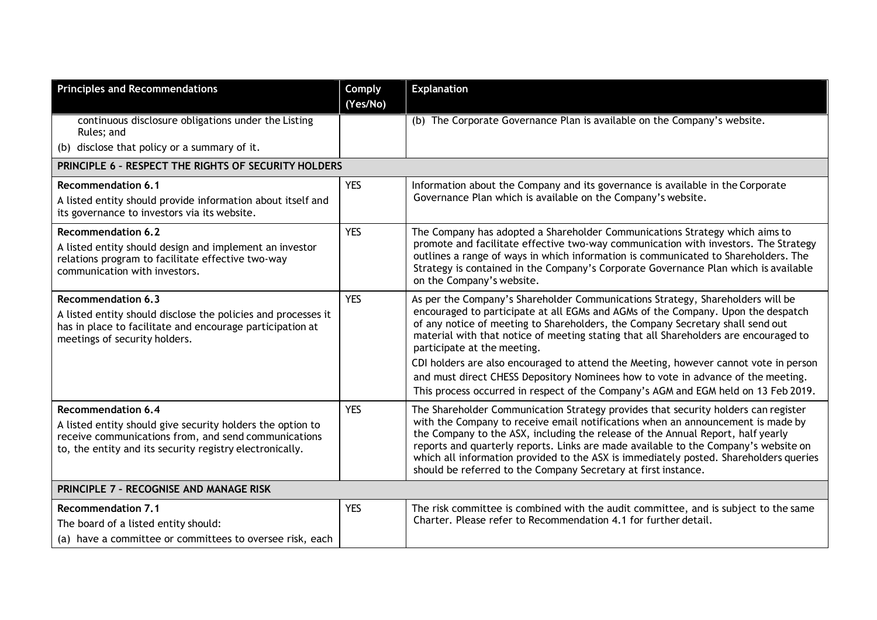| Principles and Recommendations | Comply (Yes/No) | Explanation |
| --- | --- | --- |
| continuous disclosure obligations under the Listing Rules; and<br>(b) disclose that policy or a summary of it. | | (b) The Corporate Governance Plan is available on the Company's website. |
| **PRINCIPLE 6 – RESPECT THE RIGHTS OF SECURITY HOLDERS** | | |
| **Recommendation 6.1**<br>A listed entity should provide information about itself and its governance to investors via its website. | YES | Information about the Company and its governance is available in the Corporate Governance Plan which is available on the Company's website. |
| **Recommendation 6.2**<br>A listed entity should design and implement an investor relations program to facilitate effective two-way communication with investors. | YES | The Company has adopted a Shareholder Communications Strategy which aims to promote and facilitate effective two-way communication with investors. The Strategy outlines a range of ways in which information is communicated to Shareholders. The Strategy is contained in the Company's Corporate Governance Plan which is available on the Company's website. |
| **Recommendation 6.3**<br>A listed entity should disclose the policies and processes it has in place to facilitate and encourage participation at meetings of security holders. | YES | As per the Company's Shareholder Communications Strategy, Shareholders will be encouraged to participate at all EGMs and AGMs of the Company. Upon the despatch of any notice of meeting to Shareholders, the Company Secretary shall send out material with that notice of meeting stating that all Shareholders are encouraged to participate at the meeting.<br>CDI holders are also encouraged to attend the Meeting, however cannot vote in person and must direct CHESS Depository Nominees how to vote in advance of the meeting. This process occurred in respect of the Company's AGM and EGM held on 13 Feb 2019. |
| **Recommendation 6.4**<br>A listed entity should give security holders the option to receive communications from, and send communications to, the entity and its security registry electronically. | YES | The Shareholder Communication Strategy provides that security holders can register with the Company to receive email notifications when an announcement is made by the Company to the ASX, including the release of the Annual Report, half yearly reports and quarterly reports. Links are made available to the Company's website on which all information provided to the ASX is immediately posted. Shareholders queries should be referred to the Company Secretary at first instance. |
| **PRINCIPLE 7 – RECOGNISE AND MANAGE RISK** | | |
| **Recommendation 7.1**<br>The board of a listed entity should:<br>(a) have a committee or committees to oversee risk, each | YES | The risk committee is combined with the audit committee, and is subject to the same Charter. Please refer to Recommendation 4.1 for further detail. |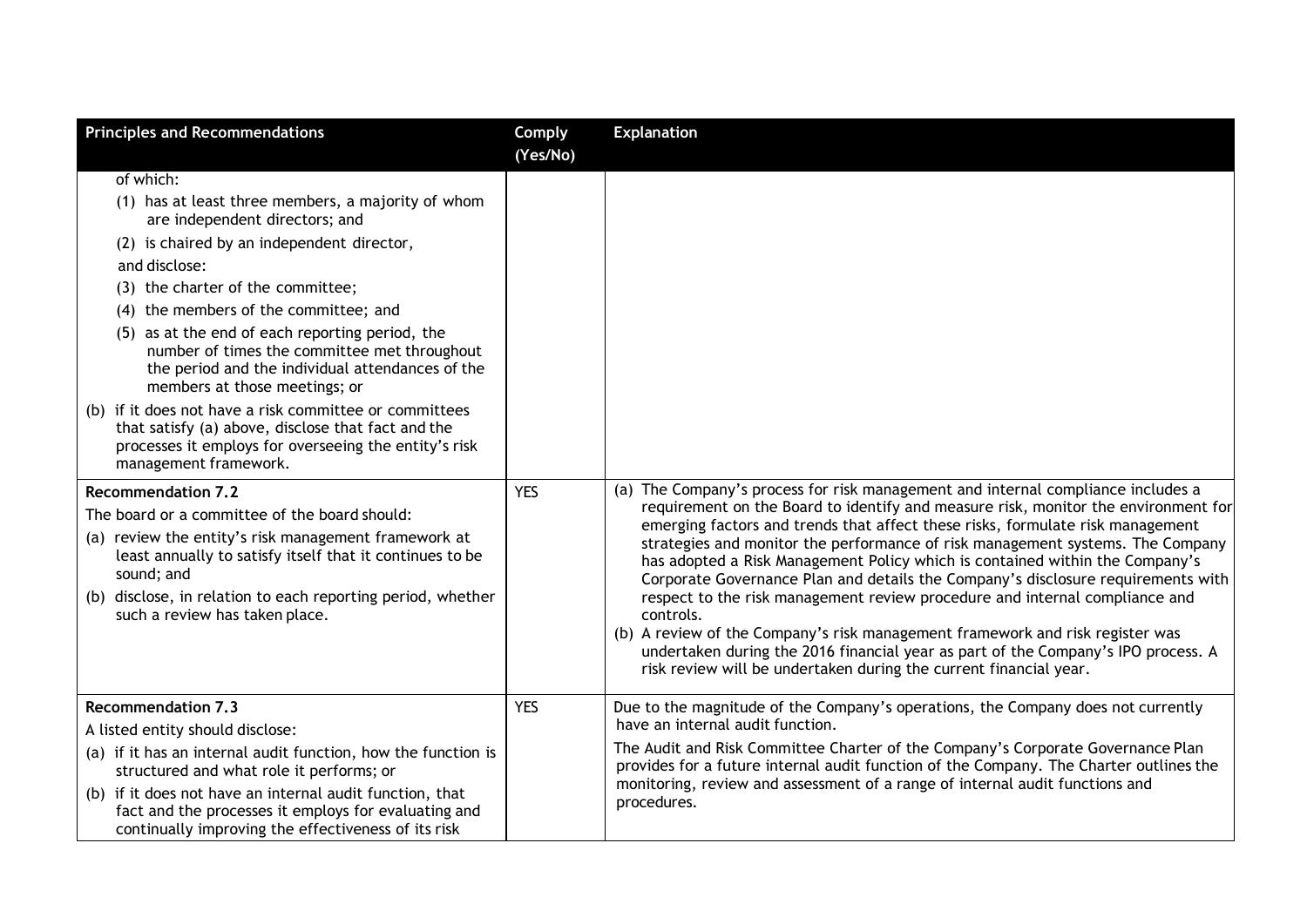| Principles and Recommendations | Comply (Yes/No) | Explanation |
|---|---|---|
| of which:<br>(1) has at least three members, a majority of whom are independent directors; and<br>(2) is chaired by an independent director,<br>and disclose:<br>(3) the charter of the committee;<br>(4) the members of the committee; and<br>(5) as at the end of each reporting period, the number of times the committee met throughout the period and the individual attendances of the members at those meetings; or<br>(b) if it does not have a risk committee or committees that satisfy (a) above, disclose that fact and the processes it employs for overseeing the entity's risk management framework. | | |
| **Recommendation 7.2**<br>The board or a committee of the board should:<br>(a) review the entity's risk management framework at least annually to satisfy itself that it continues to be sound; and<br>(b) disclose, in relation to each reporting period, whether such a review has taken place. | YES | (a) The Company's process for risk management and internal compliance includes a requirement on the Board to identify and measure risk, monitor the environment for emerging factors and trends that affect these risks, formulate risk management strategies and monitor the performance of risk management systems. The Company has adopted a Risk Management Policy which is contained within the Company's Corporate Governance Plan and details the Company's disclosure requirements with respect to the risk management review procedure and internal compliance and controls.<br>(b) A review of the Company's risk management framework and risk register was undertaken during the 2016 financial year as part of the Company's IPO process. A risk review will be undertaken during the current financial year. |
| **Recommendation 7.3**<br>A listed entity should disclose:<br>(a) if it has an internal audit function, how the function is structured and what role it performs; or<br>(b) if it does not have an internal audit function, that fact and the processes it employs for evaluating and continually improving the effectiveness of its risk | YES | Due to the magnitude of the Company's operations, the Company does not currently have an internal audit function.<br>The Audit and Risk Committee Charter of the Company's Corporate Governance Plan provides for a future internal audit function of the Company. The Charter outlines the monitoring, review and assessment of a range of internal audit functions and procedures. |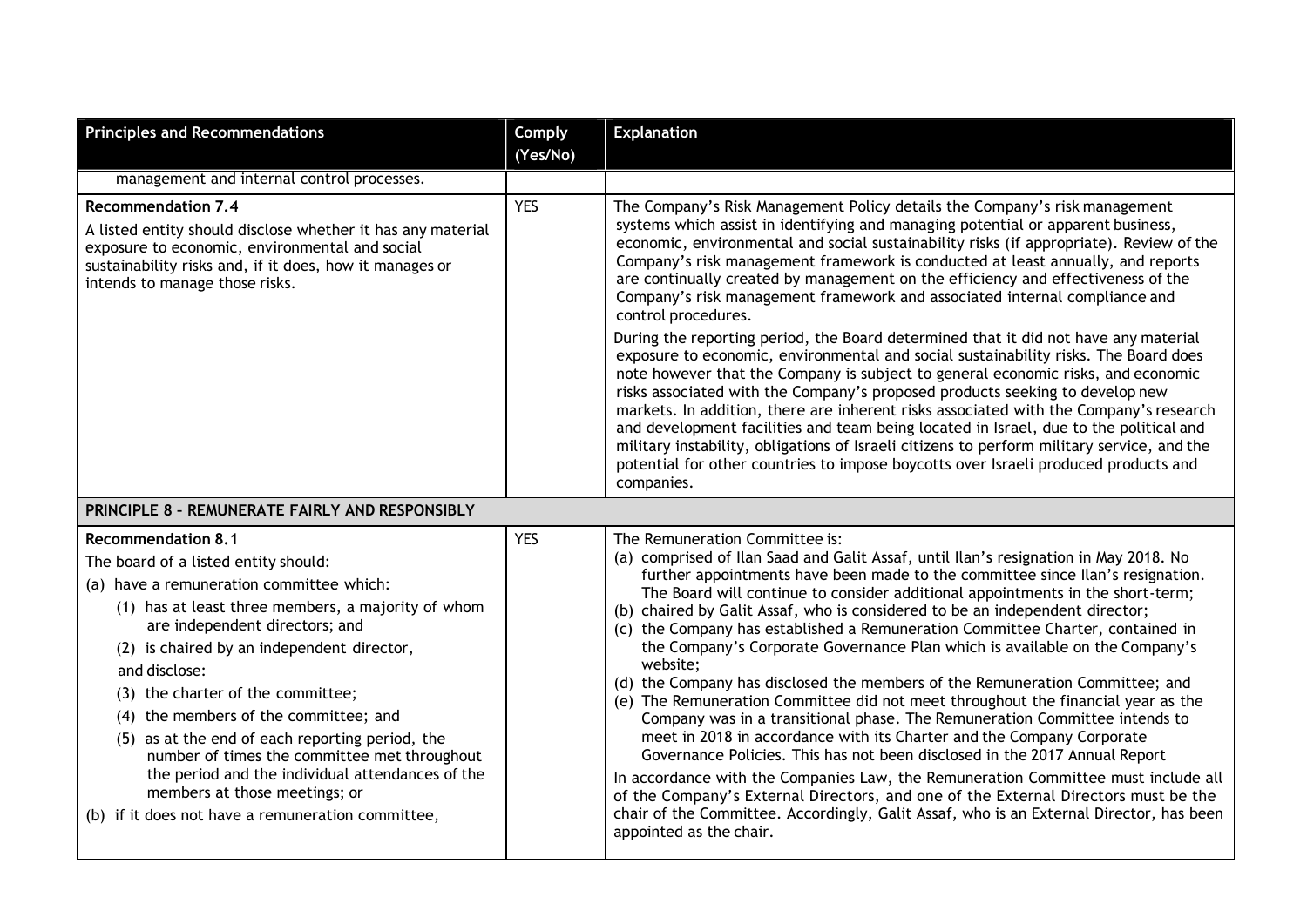| Principles and Recommendations | Comply (Yes/No) | Explanation |
|---|---|---|
| management and internal control processes. | | |
| **Recommendation 7.4**<br>A listed entity should disclose whether it has any material exposure to economic, environmental and social sustainability risks and, if it does, how it manages or intends to manage those risks. | YES | The Company's Risk Management Policy details the Company's risk management systems which assist in identifying and managing potential or apparent business, economic, environmental and social sustainability risks (if appropriate). Review of the Company's risk management framework is conducted at least annually, and reports are continually created by management on the efficiency and effectiveness of the Company's risk management framework and associated internal compliance and control procedures.<br>During the reporting period, the Board determined that it did not have any material exposure to economic, environmental and social sustainability risks. The Board does note however that the Company is subject to general economic risks, and economic risks associated with the Company's proposed products seeking to develop new markets. In addition, there are inherent risks associated with the Company's research and development facilities and team being located in Israel, due to the political and military instability, obligations of Israeli citizens to perform military service, and the potential for other countries to impose boycotts over Israeli produced products and companies. |
| **PRINCIPLE 8 – REMUNERATE FAIRLY AND RESPONSIBLY** | | |
| **Recommendation 8.1**<br>The board of a listed entity should:<br>(a) have a remuneration committee which:<br>(1) has at least three members, a majority of whom are independent directors; and<br>(2) is chaired by an independent director,<br>and disclose:<br>(3) the charter of the committee;<br>(4) the members of the committee; and<br>(5) as at the end of each reporting period, the number of times the committee met throughout the period and the individual attendances of the members at those meetings; or<br>(b) if it does not have a remuneration committee, | YES | The Remuneration Committee is:<br>(a) comprised of Ilan Saad and Galit Assaf, until Ilan's resignation in May 2018. No further appointments have been made to the committee since Ilan's resignation. The Board will continue to consider additional appointments in the short-term;<br>(b) chaired by Galit Assaf, who is considered to be an independent director;<br>(c) the Company has established a Remuneration Committee Charter, contained in the Company's Corporate Governance Plan which is available on the Company's website;<br>(d) the Company has disclosed the members of the Remuneration Committee; and<br>(e) The Remuneration Committee did not meet throughout the financial year as the Company was in a transitional phase. The Remuneration Committee intends to meet in 2018 in accordance with its Charter and the Company Corporate Governance Policies. This has not been disclosed in the 2017 Annual Report<br>In accordance with the Companies Law, the Remuneration Committee must include all of the Company's External Directors, and one of the External Directors must be the chair of the Committee. Accordingly, Galit Assaf, who is an External Director, has been appointed as the chair. |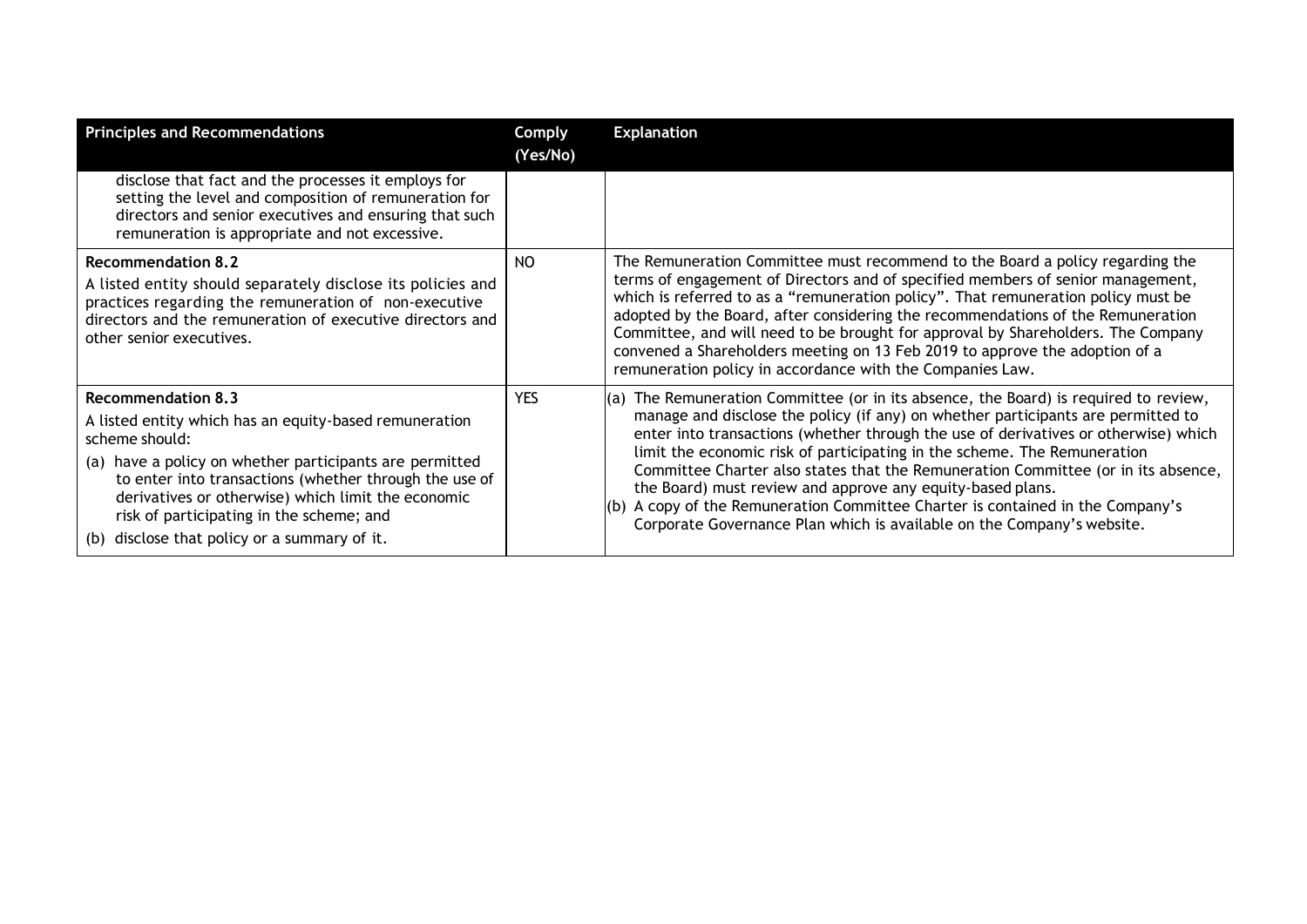| Principles and Recommendations | Comply (Yes/No) | Explanation |
| --- | --- | --- |
| disclose that fact and the processes it employs for setting the level and composition of remuneration for directors and senior executives and ensuring that such remuneration is appropriate and not excessive. | | |
| **Recommendation 8.2**<br>A listed entity should separately disclose its policies and practices regarding the remuneration of non-executive directors and the remuneration of executive directors and other senior executives. | NO | The Remuneration Committee must recommend to the Board a policy regarding the terms of engagement of Directors and of specified members of senior management, which is referred to as a "remuneration policy". That remuneration policy must be adopted by the Board, after considering the recommendations of the Remuneration Committee, and will need to be brought for approval by Shareholders. The Company convened a Shareholders meeting on 13 Feb 2019 to approve the adoption of a remuneration policy in accordance with the Companies Law. |
| **Recommendation 8.3**<br>A listed entity which has an equity-based remuneration scheme should:<br>(a) have a policy on whether participants are permitted to enter into transactions (whether through the use of derivatives or otherwise) which limit the economic risk of participating in the scheme; and<br>(b) disclose that policy or a summary of it. | YES | (a) The Remuneration Committee (or in its absence, the Board) is required to review, manage and disclose the policy (if any) on whether participants are permitted to enter into transactions (whether through the use of derivatives or otherwise) which limit the economic risk of participating in the scheme. The Remuneration Committee Charter also states that the Remuneration Committee (or in its absence, the Board) must review and approve any equity-based plans.<br>(b) A copy of the Remuneration Committee Charter is contained in the Company's Corporate Governance Plan which is available on the Company's website. |